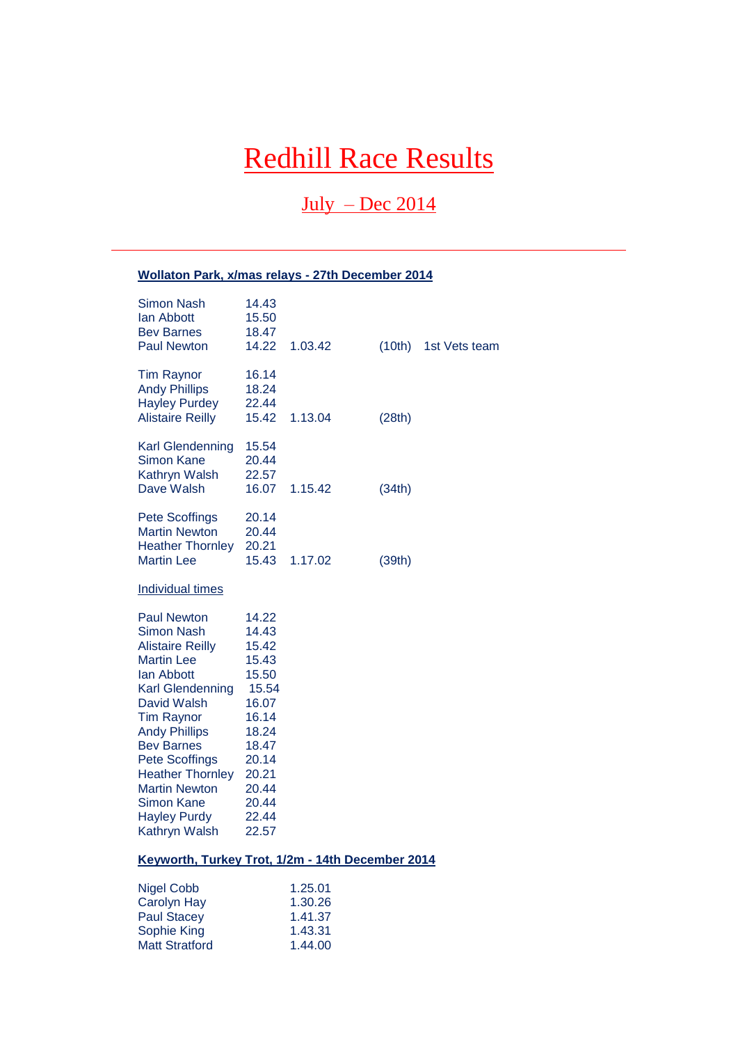# Redhill Race Results

## July – Dec 2014

---

### Wollaton Park, x/mas relays - 27th December 2014

| | | | | |
|---|---|---|---|---|
| Simon Nash | 14.43 | | | |
| Ian Abbott | 15.50 | | | |
| Bev Barnes | 18.47 | | | |
| Paul Newton | 14.22 | 1.03.42 | (10th) | 1st Vets team |
| | | | | |
| Tim Raynor | 16.14 | | | |
| Andy Phillips | 18.24 | | | |
| Hayley Purdey | 22.44 | | | |
| Alistaire Reilly | 15.42 | 1.13.04 | (28th) | |
| | | | | |
| Karl Glendenning | 15.54 | | | |
| Simon Kane | 20.44 | | | |
| Kathryn Walsh | 22.57 | | | |
| Dave Walsh | 16.07 | 1.15.42 | (34th) | |
| | | | | |
| Pete Scoffings | 20.14 | | | |
| Martin Newton | 20.44 | | | |
| Heather Thornley | 20.21 | | | |
| Martin Lee | 15.43 | 1.17.02 | (39th) | |

Individual times

| | |
|---|---|
| Paul Newton | 14.22 |
| Simon Nash | 14.43 |
| Alistaire Reilly | 15.42 |
| Martin Lee | 15.43 |
| Ian Abbott | 15.50 |
| Karl Glendenning | 15.54 |
| David Walsh | 16.07 |
| Tim Raynor | 16.14 |
| Andy Phillips | 18.24 |
| Bev Barnes | 18.47 |
| Pete Scoffings | 20.14 |
| Heather Thornley | 20.21 |
| Martin Newton | 20.44 |
| Simon Kane | 20.44 |
| Hayley Purdy | 22.44 |
| Kathryn Walsh | 22.57 |

### Keyworth, Turkey Trot, 1/2m - 14th December 2014

| | |
|---|---|
| Nigel Cobb | 1.25.01 |
| Carolyn Hay | 1.30.26 |
| Paul Stacey | 1.41.37 |
| Sophie King | 1.43.31 |
| Matt Stratford | 1.44.00 |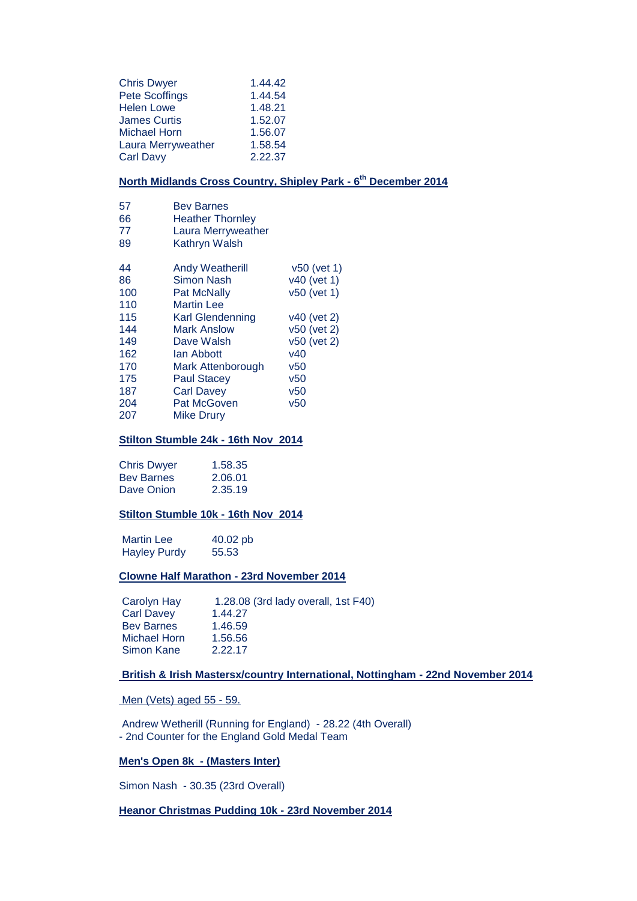| | |
|---|---|
| Chris Dwyer | 1.44.42 |
| Pete Scoffings | 1.44.54 |
| Helen Lowe | 1.48.21 |
| James Curtis | 1.52.07 |
| Michael Horn | 1.56.07 |
| Laura Merryweather | 1.58.54 |
| Carl Davy | 2.22.37 |

**North Midlands Cross Country, Shipley Park - 6th December 2014**

| | |
|---|---|
| 57 | Bev Barnes |
| 66 | Heather Thornley |
| 77 | Laura Merryweather |
| 89 | Kathryn Walsh |

| | | |
|---|---|---|
| 44 | Andy Weatherill | v50 (vet 1) |
| 86 | Simon Nash | v40 (vet 1) |
| 100 | Pat McNally | v50 (vet 1) |
| 110 | Martin Lee | |
| 115 | Karl Glendenning | v40 (vet 2) |
| 144 | Mark Anslow | v50 (vet 2) |
| 149 | Dave Walsh | v50 (vet 2) |
| 162 | Ian Abbott | v40 |
| 170 | Mark Attenborough | v50 |
| 175 | Paul Stacey | v50 |
| 187 | Carl Davey | v50 |
| 204 | Pat McGoven | v50 |
| 207 | Mike Drury | |

**Stilton Stumble 24k - 16th Nov 2014**

| | |
|---|---|
| Chris Dwyer | 1.58.35 |
| Bev Barnes | 2.06.01 |
| Dave Onion | 2.35.19 |

**Stilton Stumble 10k - 16th Nov 2014**

| | |
|---|---|
| Martin Lee | 40.02 pb |
| Hayley Purdy | 55.53 |

**Clowne Half Marathon - 23rd November 2014**

| | |
|---|---|
| Carolyn Hay | 1.28.08 (3rd lady overall, 1st F40) |
| Carl Davey | 1.44.27 |
| Bev Barnes | 1.46.59 |
| Michael Horn | 1.56.56 |
| Simon Kane | 2.22.17 |

**British & Irish Mastersx/country International, Nottingham - 22nd November 2014**

Men (Vets) aged 55 - 59.

Andrew Wetherill (Running for England) - 28.22 (4th Overall)
- 2nd Counter for the England Gold Medal Team

**Men's Open 8k - (Masters Inter)**

Simon Nash - 30.35 (23rd Overall)

**Heanor Christmas Pudding 10k - 23rd November 2014**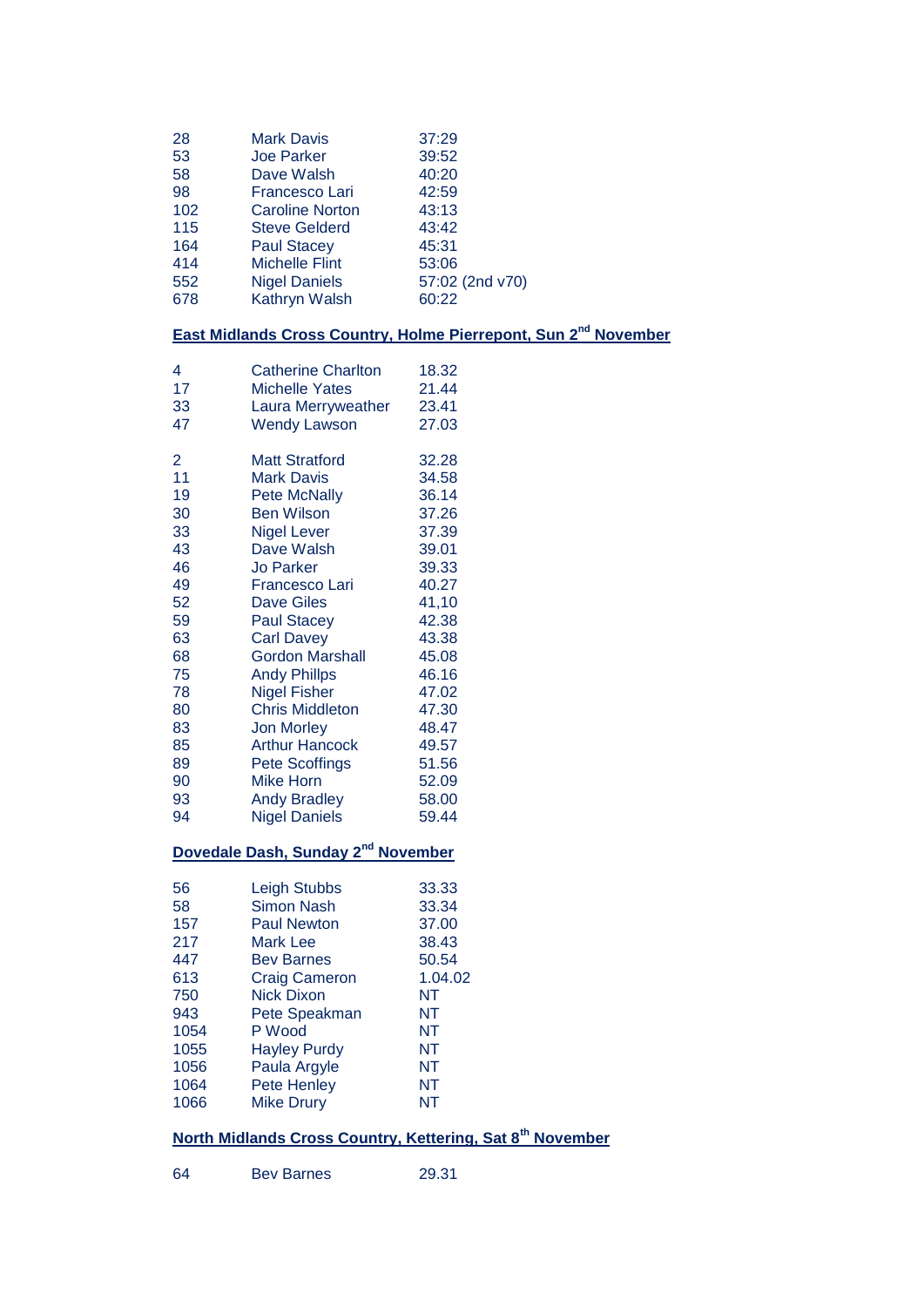| | | |
|---|---|---|
| 28 | Mark Davis | 37:29 |
| 53 | Joe Parker | 39:52 |
| 58 | Dave Walsh | 40:20 |
| 98 | Francesco Lari | 42:59 |
| 102 | Caroline Norton | 43:13 |
| 115 | Steve Gelderd | 43:42 |
| 164 | Paul Stacey | 45:31 |
| 414 | Michelle Flint | 53:06 |
| 552 | Nigel Daniels | 57:02 (2nd v70) |
| 678 | Kathryn Walsh | 60:22 |

**East Midlands Cross Country, Holme Pierrepont, Sun 2nd November**

| | | |
|---|---|---|
| 4 | Catherine Charlton | 18.32 |
| 17 | Michelle Yates | 21.44 |
| 33 | Laura Merryweather | 23.41 |
| 47 | Wendy Lawson | 27.03 |

| | | |
|---|---|---|
| 2 | Matt Stratford | 32.28 |
| 11 | Mark Davis | 34.58 |
| 19 | Pete McNally | 36.14 |
| 30 | Ben Wilson | 37.26 |
| 33 | Nigel Lever | 37.39 |
| 43 | Dave Walsh | 39.01 |
| 46 | Jo Parker | 39.33 |
| 49 | Francesco Lari | 40.27 |
| 52 | Dave Giles | 41,10 |
| 59 | Paul Stacey | 42.38 |
| 63 | Carl Davey | 43.38 |
| 68 | Gordon Marshall | 45.08 |
| 75 | Andy Phillps | 46.16 |
| 78 | Nigel Fisher | 47.02 |
| 80 | Chris Middleton | 47.30 |
| 83 | Jon Morley | 48.47 |
| 85 | Arthur Hancock | 49.57 |
| 89 | Pete Scoffings | 51.56 |
| 90 | Mike Horn | 52.09 |
| 93 | Andy Bradley | 58.00 |
| 94 | Nigel Daniels | 59.44 |

**Dovedale Dash, Sunday 2nd November**

| | | |
|---|---|---|
| 56 | Leigh Stubbs | 33.33 |
| 58 | Simon Nash | 33.34 |
| 157 | Paul Newton | 37.00 |
| 217 | Mark Lee | 38.43 |
| 447 | Bev Barnes | 50.54 |
| 613 | Craig Cameron | 1.04.02 |
| 750 | Nick Dixon | NT |
| 943 | Pete Speakman | NT |
| 1054 | P Wood | NT |
| 1055 | Hayley Purdy | NT |
| 1056 | Paula Argyle | NT |
| 1064 | Pete Henley | NT |
| 1066 | Mike Drury | NT |

**North Midlands Cross Country, Kettering, Sat 8th November**

| | | |
|---|---|---|
| 64 | Bev Barnes | 29.31 |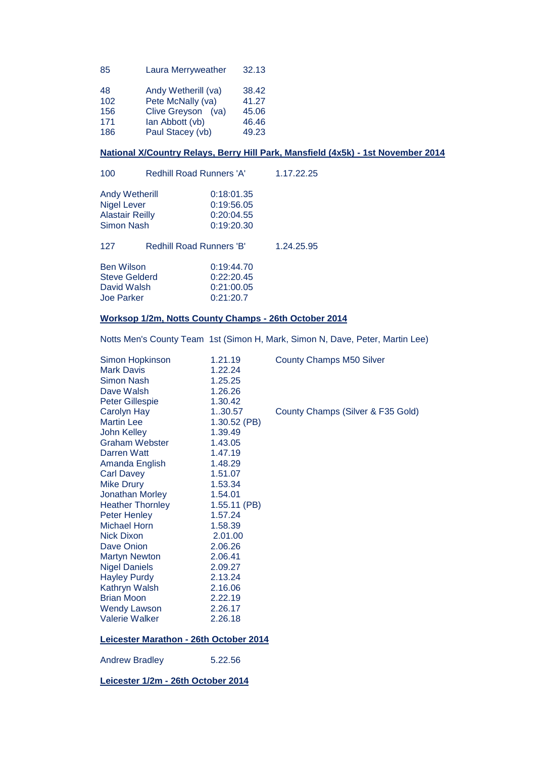| | | |
|---|---|---|
| 85 | Laura Merryweather | 32.13 |

| | | |
|---|---|---|
| 48 | Andy Wetherill (va) | 38.42 |
| 102 | Pete McNally (va) | 41.27 |
| 156 | Clive Greyson (va) | 45.06 |
| 171 | Ian Abbott (vb) | 46.46 |
| 186 | Paul Stacey (vb) | 49.23 |

**National X/Country Relays, Berry Hill Park, Mansfield (4x5k) - 1st November 2014**

| | | |
|---|---|---|
| 100 | Redhill Road Runners 'A' | 1.17.22.25 |

| | |
|---|---|
| Andy Wetherill | 0:18:01.35 |
| Nigel Lever | 0:19:56.05 |
| Alastair Reilly | 0:20:04.55 |
| Simon Nash | 0:19:20.30 |

| | | |
|---|---|---|
| 127 | Redhill Road Runners 'B' | 1.24.25.95 |

| | |
|---|---|
| Ben Wilson | 0:19:44.70 |
| Steve Gelderd | 0:22:20.45 |
| David Walsh | 0:21:00.05 |
| Joe Parker | 0:21:20.7 |

**Worksop 1/2m, Notts County Champs - 26th October 2014**

Notts Men's County Team 1st (Simon H, Mark, Simon N, Dave, Peter, Martin Lee)

| | | |
|---|---|---|
| Simon Hopkinson | 1.21.19 | County Champs M50 Silver |
| Mark Davis | 1.22.24 | |
| Simon Nash | 1.25.25 | |
| Dave Walsh | 1.26.26 | |
| Peter Gillespie | 1.30.42 | |
| Carolyn Hay | 1..30.57 | County Champs (Silver & F35 Gold) |
| Martin Lee | 1.30.52 (PB) | |
| John Kelley | 1.39.49 | |
| Graham Webster | 1.43.05 | |
| Darren Watt | 1.47.19 | |
| Amanda English | 1.48.29 | |
| Carl Davey | 1.51.07 | |
| Mike Drury | 1.53.34 | |
| Jonathan Morley | 1.54.01 | |
| Heather Thornley | 1.55.11 (PB) | |
| Peter Henley | 1.57.24 | |
| Michael Horn | 1.58.39 | |
| Nick Dixon | 2.01.00 | |
| Dave Onion | 2.06.26 | |
| Martyn Newton | 2.06.41 | |
| Nigel Daniels | 2.09.27 | |
| Hayley Purdy | 2.13.24 | |
| Kathryn Walsh | 2.16.06 | |
| Brian Moon | 2.22.19 | |
| Wendy Lawson | 2.26.17 | |
| Valerie Walker | 2.26.18 | |

**Leicester Marathon - 26th October 2014**

| | |
|---|---|
| Andrew Bradley | 5.22.56 |

**Leicester 1/2m - 26th October 2014**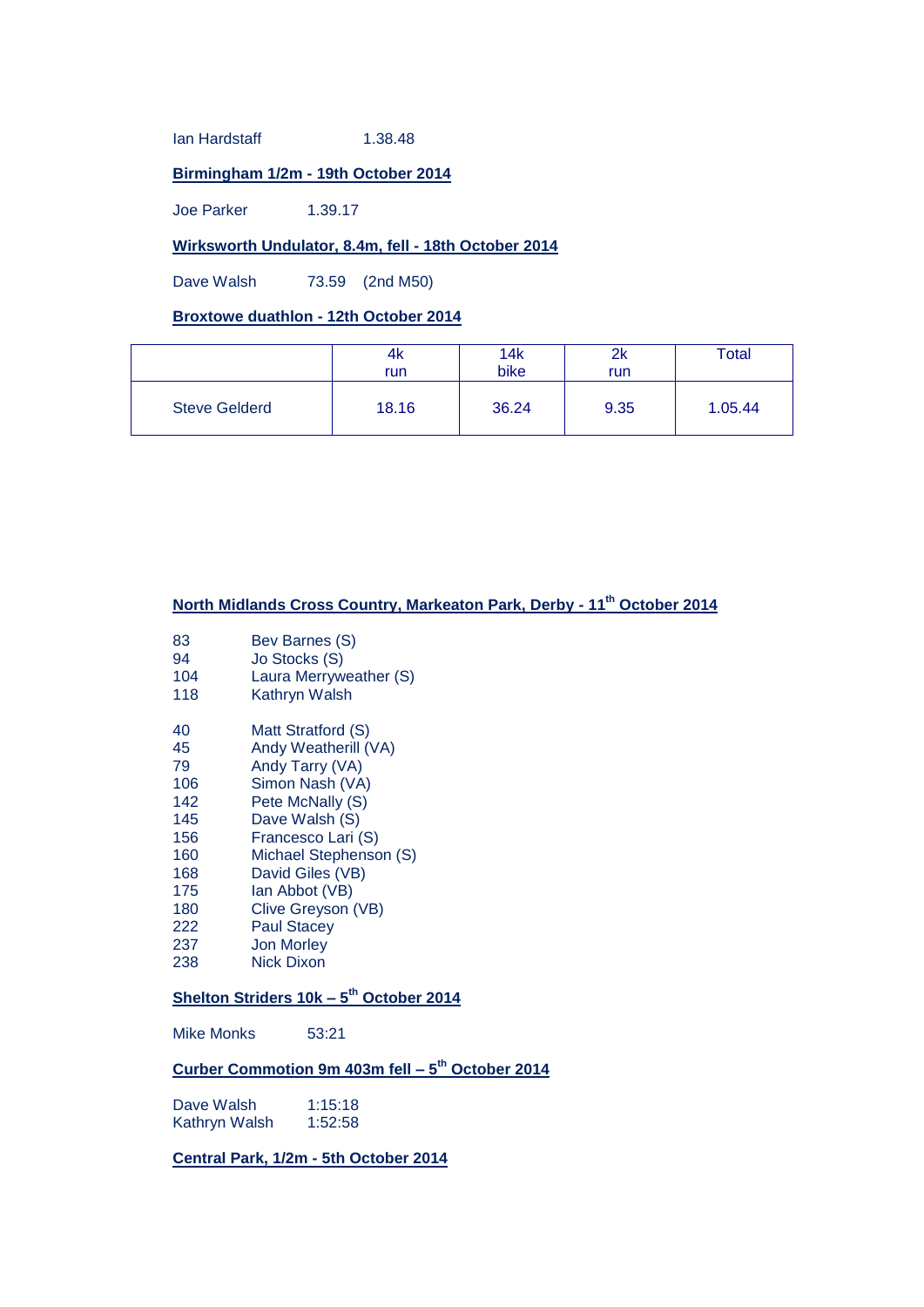Ian Hardstaff 1.38.48

**Birmingham 1/2m - 19th October 2014**

Joe Parker 1.39.17

**Wirksworth Undulator, 8.4m, fell - 18th October 2014**

Dave Walsh 73.59 (2nd M50)

**Broxtowe duathlon - 12th October 2014**

| | 4k run | 14k bike | 2k run | Total |
|---|---|---|---|---|
| Steve Gelderd | 18.16 | 36.24 | 9.35 | 1.05.44 |

**North Midlands Cross Country, Markeaton Park, Derby - 11th October 2014**

83 Bev Barnes (S)
94 Jo Stocks (S)
104 Laura Merryweather (S)
118 Kathryn Walsh

40 Matt Stratford (S)
45 Andy Weatherill (VA)
79 Andy Tarry (VA)
106 Simon Nash (VA)
142 Pete McNally (S)
145 Dave Walsh (S)
156 Francesco Lari (S)
160 Michael Stephenson (S)
168 David Giles (VB)
175 Ian Abbot (VB)
180 Clive Greyson (VB)
222 Paul Stacey
237 Jon Morley
238 Nick Dixon

**Shelton Striders 10k – 5th October 2014**

Mike Monks 53:21

**Curber Commotion 9m 403m fell – 5th October 2014**

Dave Walsh 1:15:18
Kathryn Walsh 1:52:58

**Central Park, 1/2m - 5th October 2014**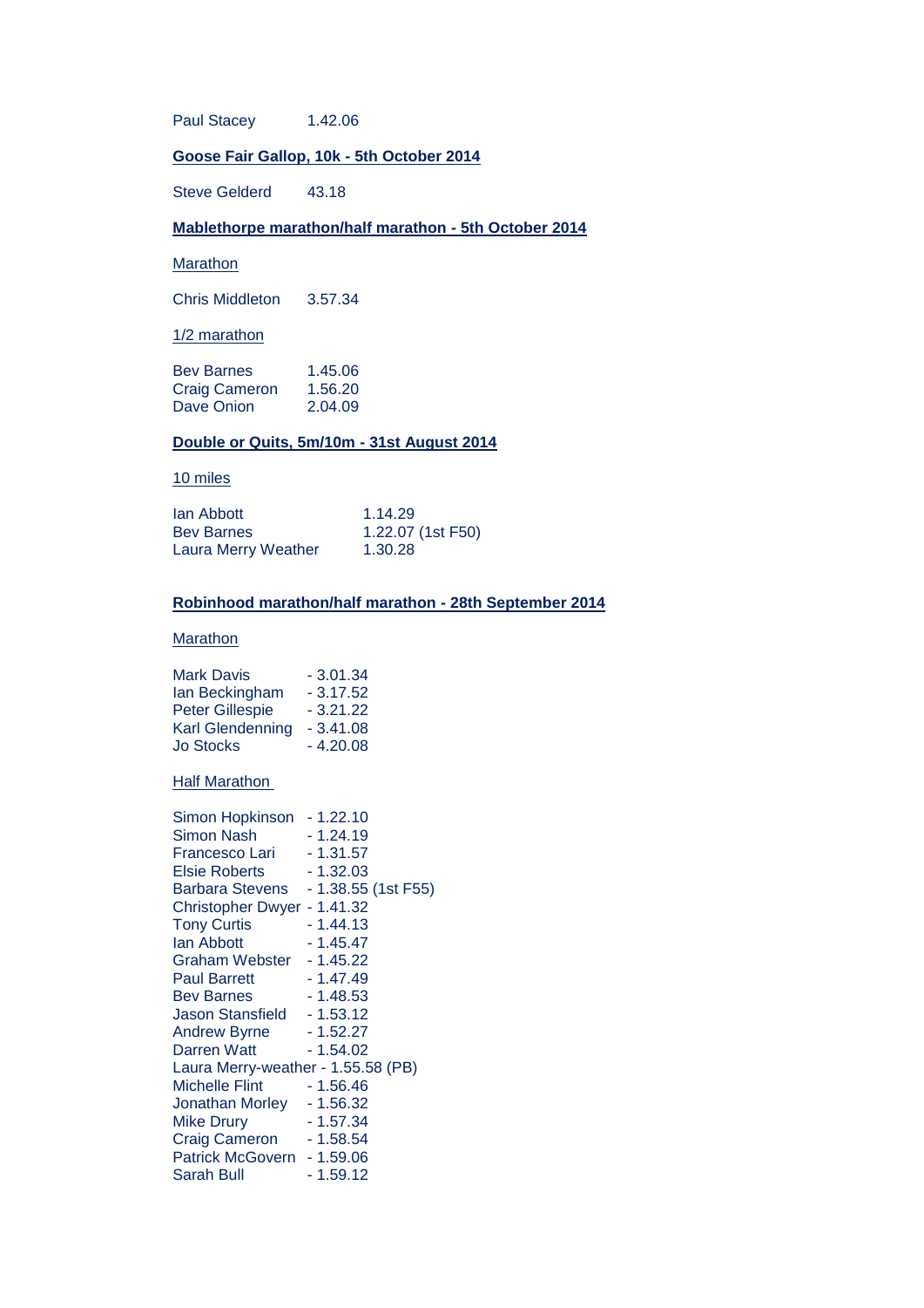Paul Stacey 1.42.06

**Goose Fair Gallop, 10k - 5th October 2014**

Steve Gelderd 43.18

**Mablethorpe marathon/half marathon - 5th October 2014**

Marathon

Chris Middleton 3.57.34

1/2 marathon

Bev Barnes 1.45.06
Craig Cameron 1.56.20
Dave Onion 2.04.09

**Double or Quits, 5m/10m - 31st August 2014**

10 miles

Ian Abbott 1.14.29
Bev Barnes 1.22.07 (1st F50)
Laura Merry Weather 1.30.28

**Robinhood marathon/half marathon - 28th September 2014**

Marathon

Mark Davis - 3.01.34
Ian Beckingham - 3.17.52
Peter Gillespie - 3.21.22
Karl Glendenning - 3.41.08
Jo Stocks - 4.20.08

Half Marathon

Simon Hopkinson - 1.22.10
Simon Nash - 1.24.19
Francesco Lari - 1.31.57
Elsie Roberts - 1.32.03
Barbara Stevens - 1.38.55 (1st F55)
Christopher Dwyer - 1.41.32
Tony Curtis - 1.44.13
Ian Abbott - 1.45.47
Graham Webster - 1.45.22
Paul Barrett - 1.47.49
Bev Barnes - 1.48.53
Jason Stansfield - 1.53.12
Andrew Byrne - 1.52.27
Darren Watt - 1.54.02
Laura Merry-weather - 1.55.58 (PB)
Michelle Flint - 1.56.46
Jonathan Morley - 1.56.32
Mike Drury - 1.57.34
Craig Cameron - 1.58.54
Patrick McGovern - 1.59.06
Sarah Bull - 1.59.12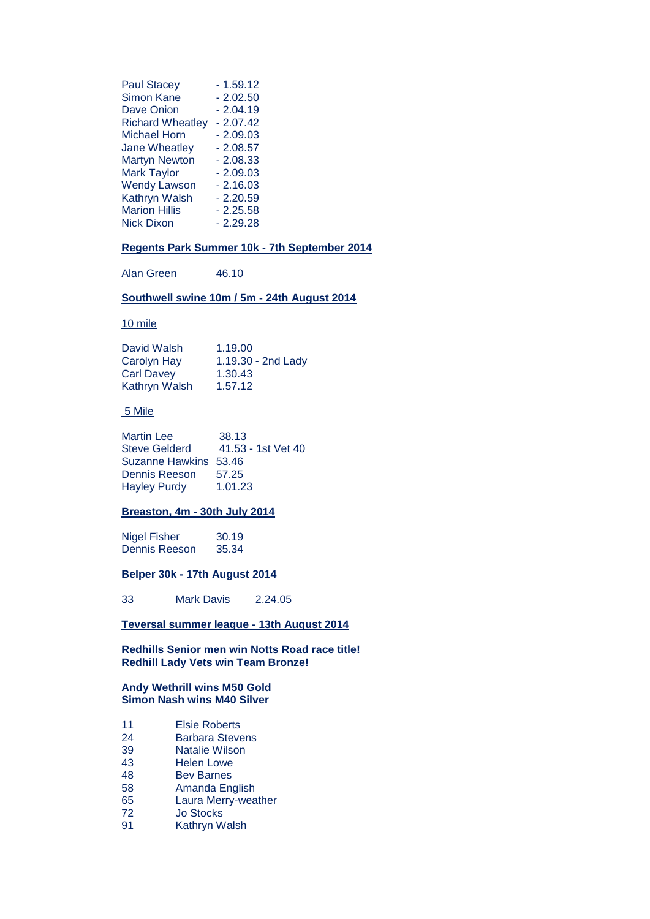| | |
|---|---|
| Paul Stacey | - 1.59.12 |
| Simon Kane | - 2.02.50 |
| Dave Onion | - 2.04.19 |
| Richard Wheatley | - 2.07.42 |
| Michael Horn | - 2.09.03 |
| Jane Wheatley | - 2.08.57 |
| Martyn Newton | - 2.08.33 |
| Mark Taylor | - 2.09.03 |
| Wendy Lawson | - 2.16.03 |
| Kathryn Walsh | - 2.20.59 |
| Marion Hillis | - 2.25.58 |
| Nick Dixon | - 2.29.28 |

**Regents Park Summer 10k - 7th September 2014**

| | |
|---|---|
| Alan Green | 46.10 |

**Southwell swine 10m / 5m - 24th August 2014**

10 mile

| | |
|---|---|
| David Walsh | 1.19.00 |
| Carolyn Hay | 1.19.30 - 2nd Lady |
| Carl Davey | 1.30.43 |
| Kathryn Walsh | 1.57.12 |

5 Mile

| | |
|---|---|
| Martin Lee | 38.13 |
| Steve Gelderd | 41.53 - 1st Vet 40 |
| Suzanne Hawkins | 53.46 |
| Dennis Reeson | 57.25 |
| Hayley Purdy | 1.01.23 |

**Breaston, 4m - 30th July 2014**

| | |
|---|---|
| Nigel Fisher | 30.19 |
| Dennis Reeson | 35.34 |

**Belper 30k - 17th August 2014**

| | | |
|---|---|---|
| 33 | Mark Davis | 2.24.05 |

**Teversal summer league - 13th August 2014**

**Redhills Senior men win Notts Road race title!**
**Redhill Lady Vets win Team Bronze!**

**Andy Wethrill wins M50 Gold**
**Simon Nash wins M40 Silver**

| | |
|---|---|
| 11 | Elsie Roberts |
| 24 | Barbara Stevens |
| 39 | Natalie Wilson |
| 43 | Helen Lowe |
| 48 | Bev Barnes |
| 58 | Amanda English |
| 65 | Laura Merry-weather |
| 72 | Jo Stocks |
| 91 | Kathryn Walsh |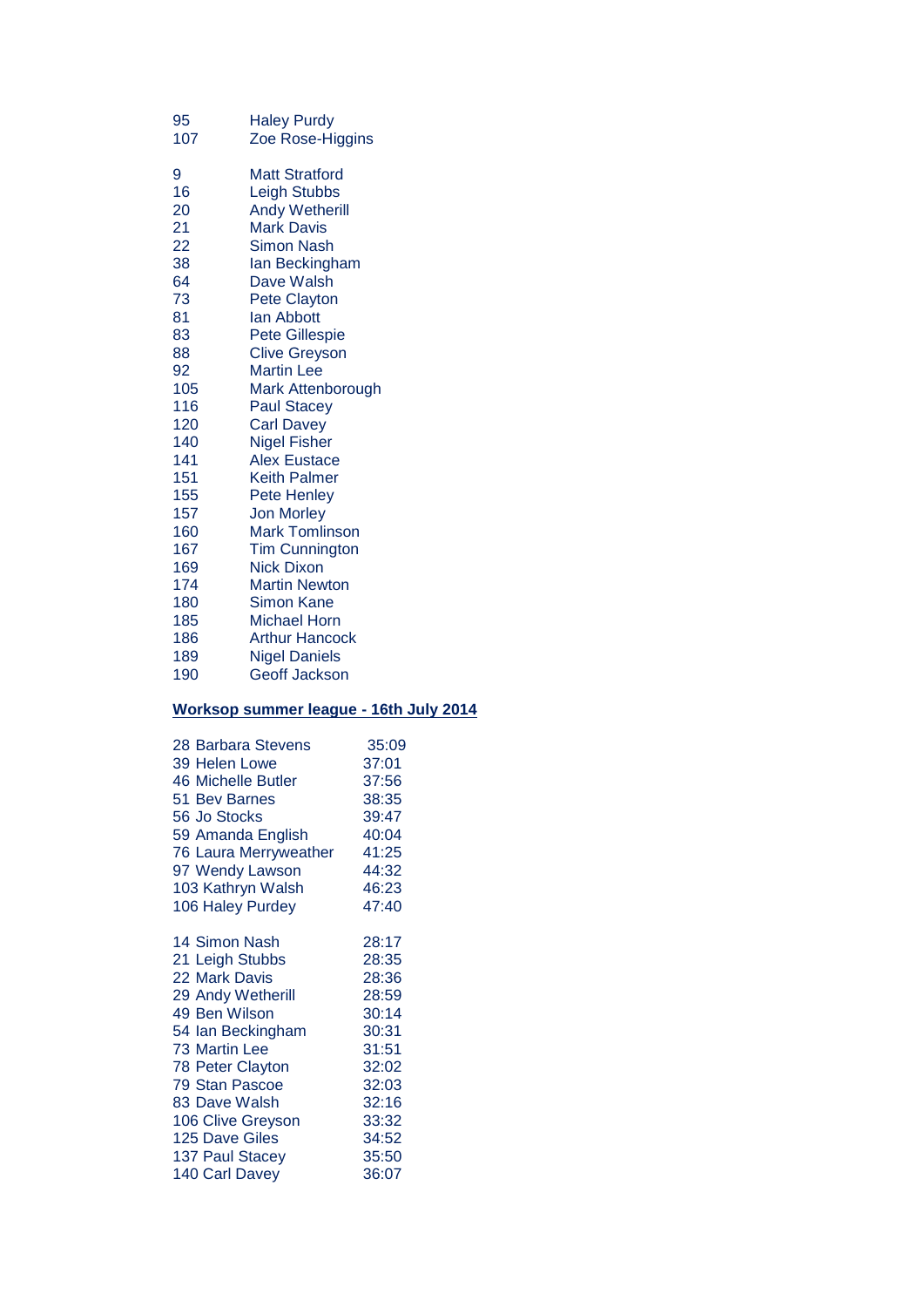| | |
|---|---|
| 95 | Haley Purdy |
| 107 | Zoe Rose-Higgins |

| | |
|---|---|
| 9 | Matt Stratford |
| 16 | Leigh Stubbs |
| 20 | Andy Wetherill |
| 21 | Mark Davis |
| 22 | Simon Nash |
| 38 | Ian Beckingham |
| 64 | Dave Walsh |
| 73 | Pete Clayton |
| 81 | Ian Abbott |
| 83 | Pete Gillespie |
| 88 | Clive Greyson |
| 92 | Martin Lee |
| 105 | Mark Attenborough |
| 116 | Paul Stacey |
| 120 | Carl Davey |
| 140 | Nigel Fisher |
| 141 | Alex Eustace |
| 151 | Keith Palmer |
| 155 | Pete Henley |
| 157 | Jon Morley |
| 160 | Mark Tomlinson |
| 167 | Tim Cunnington |
| 169 | Nick Dixon |
| 174 | Martin Newton |
| 180 | Simon Kane |
| 185 | Michael Horn |
| 186 | Arthur Hancock |
| 189 | Nigel Daniels |
| 190 | Geoff Jackson |

**Worksop summer league - 16th July 2014**

| | |
|---|---|
| 28 Barbara Stevens | 35:09 |
| 39 Helen Lowe | 37:01 |
| 46 Michelle Butler | 37:56 |
| 51 Bev Barnes | 38:35 |
| 56 Jo Stocks | 39:47 |
| 59 Amanda English | 40:04 |
| 76 Laura Merryweather | 41:25 |
| 97 Wendy Lawson | 44:32 |
| 103 Kathryn Walsh | 46:23 |
| 106 Haley Purdey | 47:40 |

| | |
|---|---|
| 14 Simon Nash | 28:17 |
| 21 Leigh Stubbs | 28:35 |
| 22 Mark Davis | 28:36 |
| 29 Andy Wetherill | 28:59 |
| 49 Ben Wilson | 30:14 |
| 54 Ian Beckingham | 30:31 |
| 73 Martin Lee | 31:51 |
| 78 Peter Clayton | 32:02 |
| 79 Stan Pascoe | 32:03 |
| 83 Dave Walsh | 32:16 |
| 106 Clive Greyson | 33:32 |
| 125 Dave Giles | 34:52 |
| 137 Paul Stacey | 35:50 |
| 140 Carl Davey | 36:07 |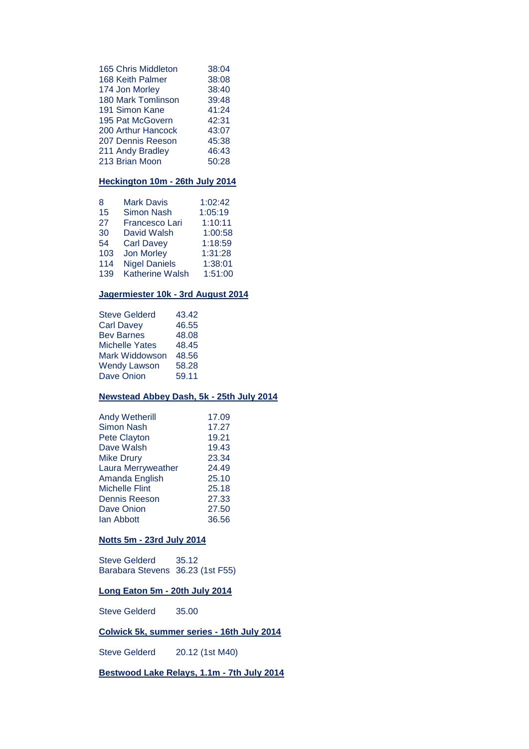| | |
|---|---|
| 165 Chris Middleton | 38:04 |
| 168 Keith Palmer | 38:08 |
| 174 Jon Morley | 38:40 |
| 180 Mark Tomlinson | 39:48 |
| 191 Simon Kane | 41:24 |
| 195 Pat McGovern | 42:31 |
| 200 Arthur Hancock | 43:07 |
| 207 Dennis Reeson | 45:38 |
| 211 Andy Bradley | 46:43 |
| 213 Brian Moon | 50:28 |

**Heckington 10m - 26th July 2014**

| | | |
|---|---|---|
| 8 | Mark Davis | 1:02:42 |
| 15 | Simon Nash | 1:05:19 |
| 27 | Francesco Lari | 1:10:11 |
| 30 | David Walsh | 1:00:58 |
| 54 | Carl Davey | 1:18:59 |
| 103 | Jon Morley | 1:31:28 |
| 114 | Nigel Daniels | 1:38:01 |
| 139 | Katherine Walsh | 1:51:00 |

**Jagermiester 10k - 3rd August 2014**

| | |
|---|---|
| Steve Gelderd | 43.42 |
| Carl Davey | 46.55 |
| Bev Barnes | 48.08 |
| Michelle Yates | 48.45 |
| Mark Widdowson | 48.56 |
| Wendy Lawson | 58.28 |
| Dave Onion | 59.11 |

**Newstead Abbey Dash, 5k - 25th July 2014**

| | |
|---|---|
| Andy Wetherill | 17.09 |
| Simon Nash | 17.27 |
| Pete Clayton | 19.21 |
| Dave Walsh | 19.43 |
| Mike Drury | 23.34 |
| Laura Merryweather | 24.49 |
| Amanda English | 25.10 |
| Michelle Flint | 25.18 |
| Dennis Reeson | 27.33 |
| Dave Onion | 27.50 |
| Ian Abbott | 36.56 |

**Notts 5m - 23rd July 2014**

| | |
|---|---|
| Steve Gelderd | 35.12 |
| Barabara Stevens | 36.23 (1st F55) |

**Long Eaton 5m - 20th July 2014**

| | |
|---|---|
| Steve Gelderd | 35.00 |

**Colwick 5k, summer series - 16th July 2014**

| | |
|---|---|
| Steve Gelderd | 20.12 (1st M40) |

**Bestwood Lake Relays, 1.1m - 7th July 2014**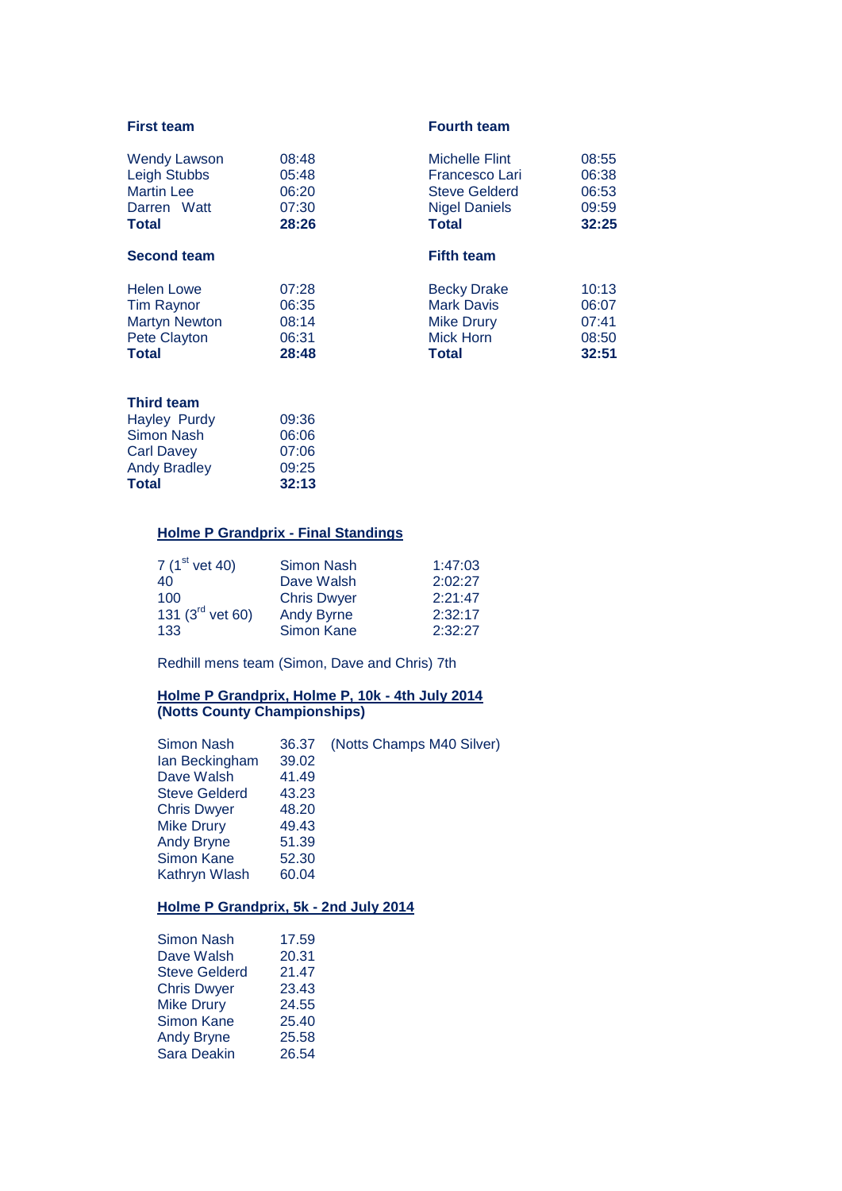**First team**

| | |
|---|---|
| Wendy Lawson | 08:48 |
| Leigh Stubbs | 05:48 |
| Martin Lee | 06:20 |
| Darren Watt | 07:30 |
| **Total** | **28:26** |

**Second team**

| | |
|---|---|
| Helen Lowe | 07:28 |
| Tim Raynor | 06:35 |
| Martyn Newton | 08:14 |
| Pete Clayton | 06:31 |
| **Total** | **28:48** |

**Third team**

| | |
|---|---|
| Hayley Purdy | 09:36 |
| Simon Nash | 06:06 |
| Carl Davey | 07:06 |
| Andy Bradley | 09:25 |
| **Total** | **32:13** |

**Fourth team**

| | |
|---|---|
| Michelle Flint | 08:55 |
| Francesco Lari | 06:38 |
| Steve Gelderd | 06:53 |
| Nigel Daniels | 09:59 |
| **Total** | **32:25** |

**Fifth team**

| | |
|---|---|
| Becky Drake | 10:13 |
| Mark Davis | 06:07 |
| Mike Drury | 07:41 |
| Mick Horn | 08:50 |
| **Total** | **32:51** |

## Holme P Grandprix - Final Standings

| | | |
|---|---|---|
| 7 (1st vet 40) | Simon Nash | 1:47:03 |
| 40 | Dave Walsh | 2:02:27 |
| 100 | Chris Dwyer | 2:21:47 |
| 131 (3rd vet 60) | Andy Byrne | 2:32:17 |
| 133 | Simon Kane | 2:32:27 |

Redhill mens team (Simon, Dave and Chris) 7th

## Holme P Grandprix, Holme P, 10k - 4th July 2014 (Notts County Championships)

| | | |
|---|---|---|
| Simon Nash | 36.37 | (Notts Champs M40 Silver) |
| Ian Beckingham | 39.02 | |
| Dave Walsh | 41.49 | |
| Steve Gelderd | 43.23 | |
| Chris Dwyer | 48.20 | |
| Mike Drury | 49.43 | |
| Andy Bryne | 51.39 | |
| Simon Kane | 52.30 | |
| Kathryn Wlash | 60.04 | |

## Holme P Grandprix, 5k - 2nd July 2014

| | |
|---|---|
| Simon Nash | 17.59 |
| Dave Walsh | 20.31 |
| Steve Gelderd | 21.47 |
| Chris Dwyer | 23.43 |
| Mike Drury | 24.55 |
| Simon Kane | 25.40 |
| Andy Bryne | 25.58 |
| Sara Deakin | 26.54 |